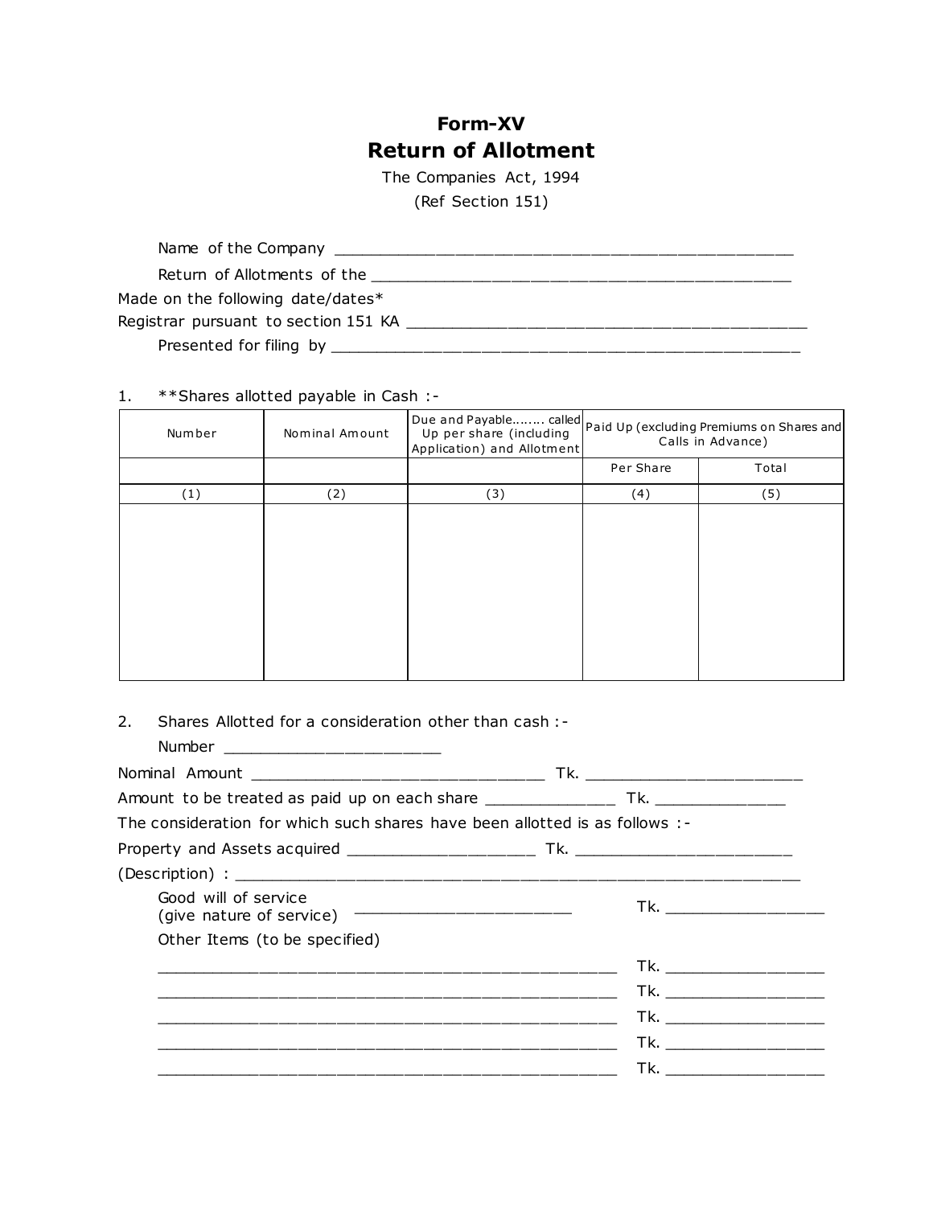# Form-XV

## Return of Allotment

The Companies Act, 1994

(Ref Section 151)

Name of the Company _______________________________________________

Return of Allotments of the _______________________________________________

Made on the following date/dates*

Registrar pursuant to section 151 KA _______________________________________________

Presented for filing by _______________________________________________

1. **Shares allotted payable in Cash :-

| Number | Nominal Amount | Due and Payable........ called Up per share (including Application) and Allotment | Paid Up (excluding Premiums on Shares and Calls in Advance) | |
|---|---|---|---|---|
| | | | Per Share | Total |
| (1) | (2) | (3) | (4) | (5) |
| | | | | |

2. Shares Allotted for a consideration other than cash :-

Number _______________________

Nominal Amount _______________________________ Tk. _______________________

Amount to be treated as paid up on each share _____________ Tk. _____________

The consideration for which such shares have been allotted is as follows :-

Property and Assets acquired ____________________ Tk. _______________________

(Description) : _____________________________________________________________

Good will of service (give nature of service) _______________________ Tk. _________________

Other Items (to be specified)

_________________________________________________ Tk. _________________

_________________________________________________ Tk. _________________

_________________________________________________ Tk. _________________

_________________________________________________ Tk. _________________

_________________________________________________ Tk. _________________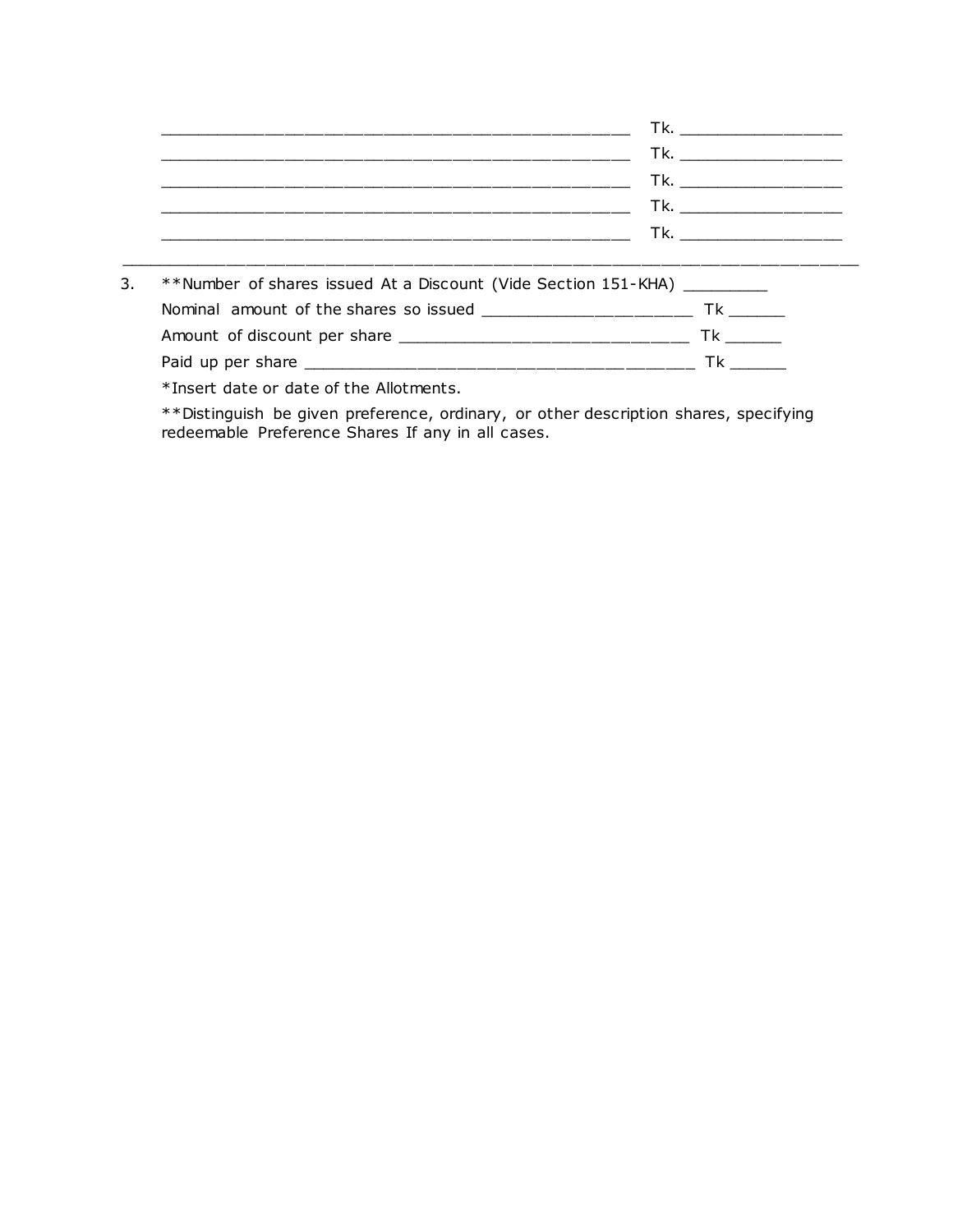\_\_\_\_\_\_\_\_\_\_\_\_\_\_\_\_\_\_\_\_\_\_\_\_\_\_\_\_\_\_\_\_\_\_\_\_\_\_\_\_\_\_\_\_\_\_\_\_ Tk. \_\_\_\_\_\_\_\_\_\_\_\_\_\_\_\_

\_\_\_\_\_\_\_\_\_\_\_\_\_\_\_\_\_\_\_\_\_\_\_\_\_\_\_\_\_\_\_\_\_\_\_\_\_\_\_\_\_\_\_\_\_\_\_\_ Tk. \_\_\_\_\_\_\_\_\_\_\_\_\_\_\_\_

\_\_\_\_\_\_\_\_\_\_\_\_\_\_\_\_\_\_\_\_\_\_\_\_\_\_\_\_\_\_\_\_\_\_\_\_\_\_\_\_\_\_\_\_\_\_\_\_ Tk. \_\_\_\_\_\_\_\_\_\_\_\_\_\_\_\_

\_\_\_\_\_\_\_\_\_\_\_\_\_\_\_\_\_\_\_\_\_\_\_\_\_\_\_\_\_\_\_\_\_\_\_\_\_\_\_\_\_\_\_\_\_\_\_\_ Tk. \_\_\_\_\_\_\_\_\_\_\_\_\_\_\_\_

\_\_\_\_\_\_\_\_\_\_\_\_\_\_\_\_\_\_\_\_\_\_\_\_\_\_\_\_\_\_\_\_\_\_\_\_\_\_\_\_\_\_\_\_\_\_\_\_ Tk. \_\_\_\_\_\_\_\_\_\_\_\_\_\_\_\_

---

3. \*\*Number of shares issued At a Discount (Vide Section 151-KHA) \_\_\_\_\_\_\_\_\_

   Nominal amount of the shares so issued \_\_\_\_\_\_\_\_\_\_\_\_\_\_\_\_\_\_\_\_\_\_ Tk \_\_\_\_\_\_

   Amount of discount per share \_\_\_\_\_\_\_\_\_\_\_\_\_\_\_\_\_\_\_\_\_\_\_\_\_\_\_\_\_\_ Tk \_\_\_\_\_\_

   Paid up per share \_\_\_\_\_\_\_\_\_\_\_\_\_\_\_\_\_\_\_\_\_\_\_\_\_\_\_\_\_\_\_\_\_\_\_\_\_\_\_\_ Tk \_\_\_\_\_\_

   \*Insert date or date of the Allotments.

   \*\*Distinguish be given preference, ordinary, or other description shares, specifying redeemable Preference Shares If any in all cases.